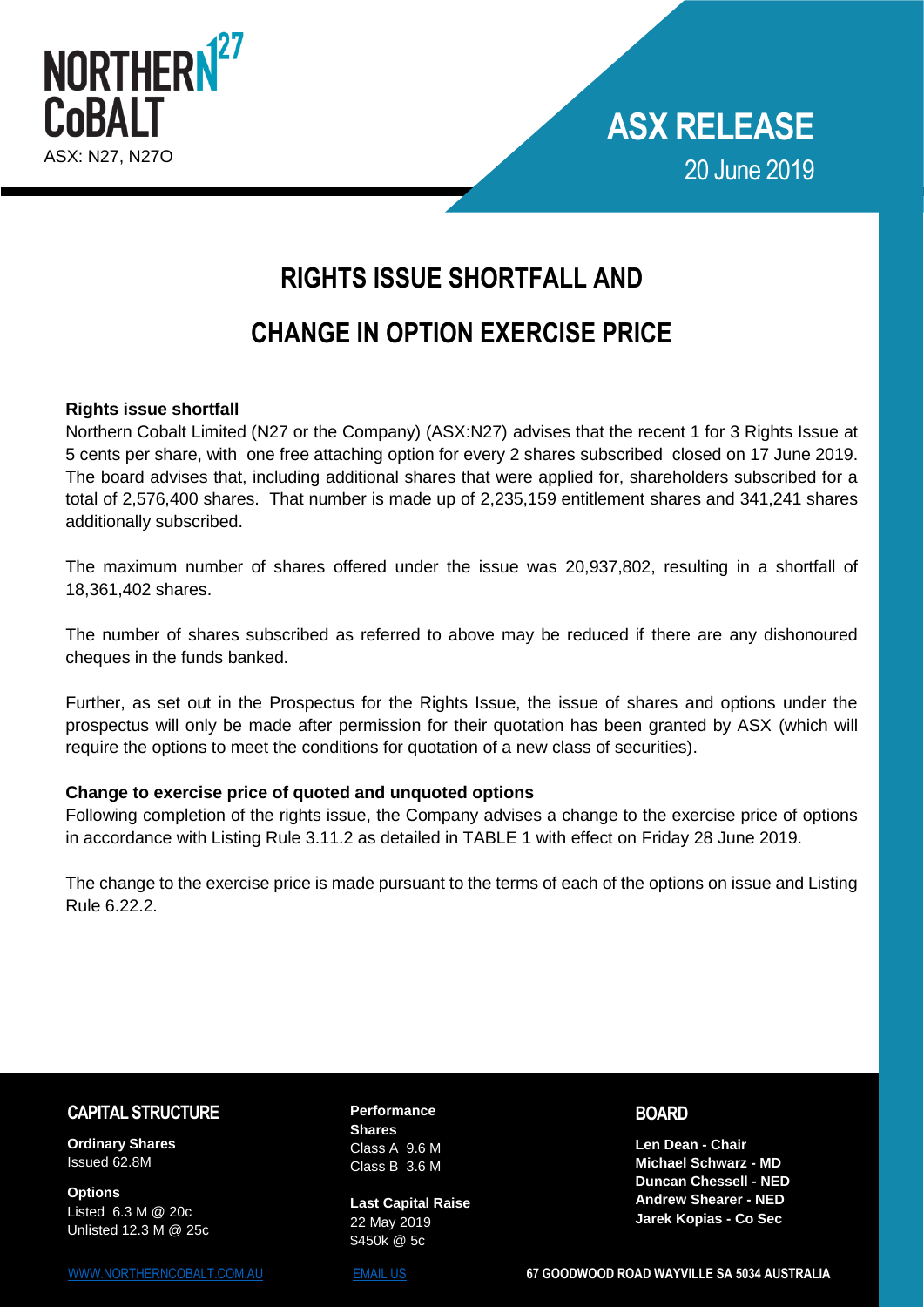NORTHERN 27 COBALT

ASX: N27, N27O

# ASX RELEASE

20 June 2019

# RIGHTS ISSUE SHORTFALL AND CHANGE IN OPTION EXERCISE PRICE

**Rights issue shortfall**

Northern Cobalt Limited (N27 or the Company) (ASX:N27) advises that the recent 1 for 3 Rights Issue at 5 cents per share, with one free attaching option for every 2 shares subscribed closed on 17 June 2019. The board advises that, including additional shares that were applied for, shareholders subscribed for a total of 2,576,400 shares. That number is made up of 2,235,159 entitlement shares and 341,241 shares additionally subscribed.

The maximum number of shares offered under the issue was 20,937,802, resulting in a shortfall of 18,361,402 shares.

The number of shares subscribed as referred to above may be reduced if there are any dishonoured cheques in the funds banked.

Further, as set out in the Prospectus for the Rights Issue, the issue of shares and options under the prospectus will only be made after permission for their quotation has been granted by ASX (which will require the options to meet the conditions for quotation of a new class of securities).

**Change to exercise price of quoted and unquoted options**

Following completion of the rights issue, the Company advises a change to the exercise price of options in accordance with Listing Rule 3.11.2 as detailed in TABLE 1 with effect on Friday 28 June 2019.

The change to the exercise price is made pursuant to the terms of each of the options on issue and Listing Rule 6.22.2.

## CAPITAL STRUCTURE

**Ordinary Shares**
Issued 62.8M

**Options**
Listed 6.3 M @ 20c
Unlisted 12.3 M @ 25c

**Performance Shares**
Class A 9.6 M
Class B 3.6 M

**Last Capital Raise**
22 May 2019
$450k @ 5c

## BOARD

**Len Dean - Chair**
**Michael Schwarz - MD**
**Duncan Chessell - NED**
**Andrew Shearer - NED**
**Jarek Kopias - Co Sec**

WWW.NORTHERNCOBALT.COM.AU | EMAIL US | 67 GOODWOOD ROAD WAYVILLE SA 5034 AUSTRALIA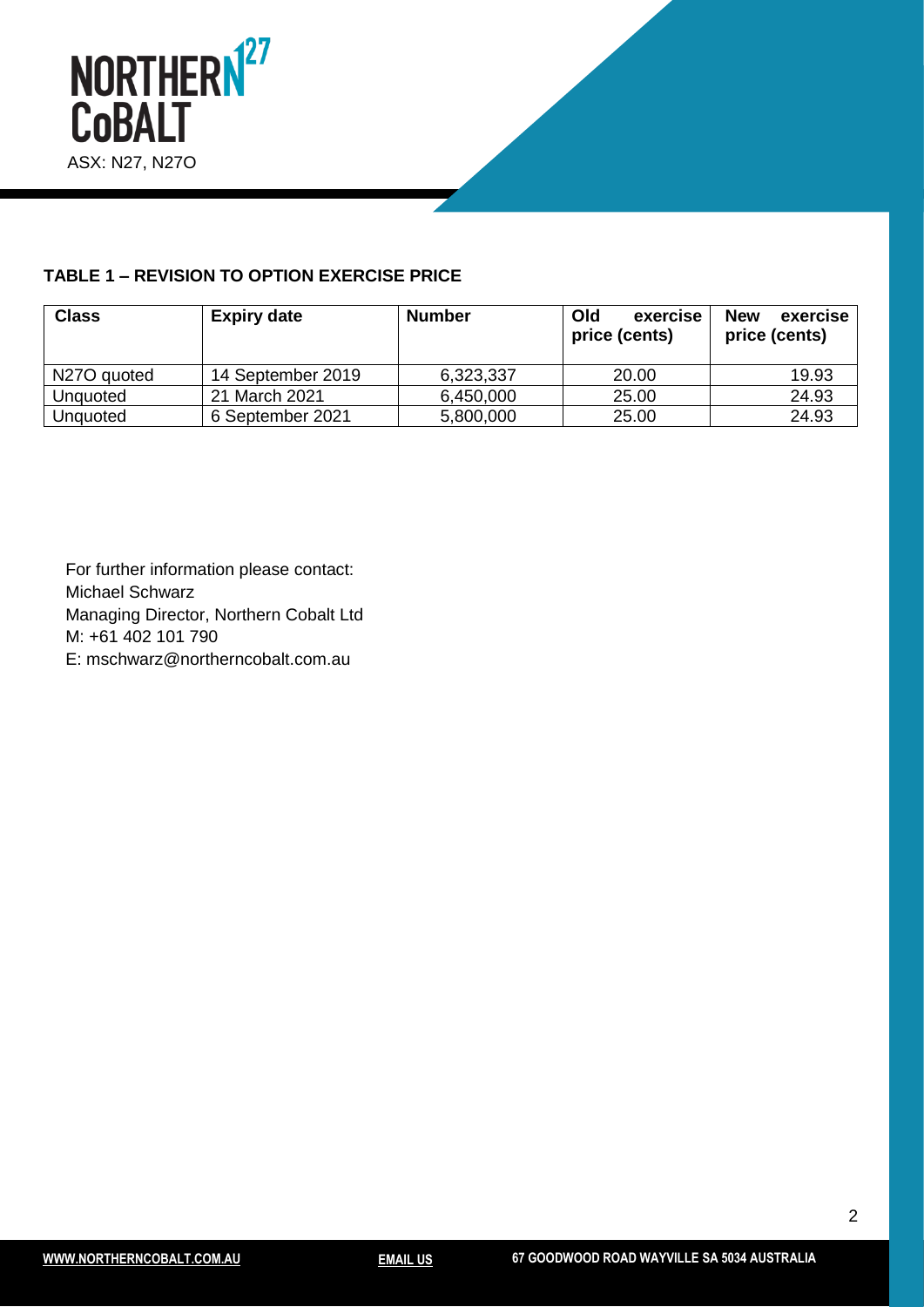### TABLE 1 – REVISION TO OPTION EXERCISE PRICE

| Class | Expiry date | Number | Old exercise price (cents) | New exercise price (cents) |
|---|---|---|---|---|
| N27O quoted | 14 September 2019 | 6,323,337 | 20.00 | 19.93 |
| Unquoted | 21 March 2021 | 6,450,000 | 25.00 | 24.93 |
| Unquoted | 6 September 2021 | 5,800,000 | 25.00 | 24.93 |

For further information please contact:
Michael Schwarz
Managing Director, Northern Cobalt Ltd
M: +61 402 101 790
E: mschwarz@northerncobalt.com.au